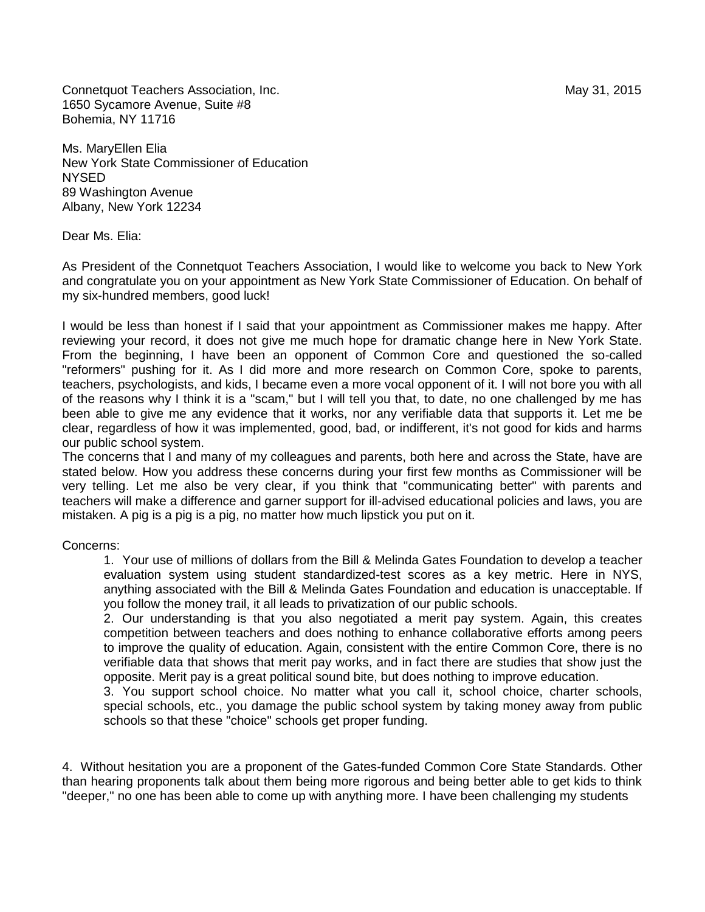Connetquot Teachers Association, Inc.
1650 Sycamore Avenue, Suite #8
Bohemia, NY 11716

May 31, 2015

Ms. MaryEllen Elia
New York State Commissioner of Education
NYSED
89 Washington Avenue
Albany, New York 12234

Dear Ms. Elia:

As President of the Connetquot Teachers Association, I would like to welcome you back to New York and congratulate you on your appointment as New York State Commissioner of Education. On behalf of my six-hundred members, good luck!

I would be less than honest if I said that your appointment as Commissioner makes me happy. After reviewing your record, it does not give me much hope for dramatic change here in New York State. From the beginning, I have been an opponent of Common Core and questioned the so-called "reformers" pushing for it. As I did more and more research on Common Core, spoke to parents, teachers, psychologists, and kids, I became even a more vocal opponent of it. I will not bore you with all of the reasons why I think it is a "scam," but I will tell you that, to date, no one challenged by me has been able to give me any evidence that it works, nor any verifiable data that supports it. Let me be clear, regardless of how it was implemented, good, bad, or indifferent, it's not good for kids and harms our public school system.

The concerns that I and many of my colleagues and parents, both here and across the State, have are stated below. How you address these concerns during your first few months as Commissioner will be very telling. Let me also be very clear, if you think that "communicating better" with parents and teachers will make a difference and garner support for ill-advised educational policies and laws, you are mistaken. A pig is a pig is a pig, no matter how much lipstick you put on it.

Concerns:

1. Your use of millions of dollars from the Bill & Melinda Gates Foundation to develop a teacher evaluation system using student standardized-test scores as a key metric. Here in NYS, anything associated with the Bill & Melinda Gates Foundation and education is unacceptable. If you follow the money trail, it all leads to privatization of our public schools.
2. Our understanding is that you also negotiated a merit pay system. Again, this creates competition between teachers and does nothing to enhance collaborative efforts among peers to improve the quality of education. Again, consistent with the entire Common Core, there is no verifiable data that shows that merit pay works, and in fact there are studies that show just the opposite. Merit pay is a great political sound bite, but does nothing to improve education.
3. You support school choice. No matter what you call it, school choice, charter schools, special schools, etc., you damage the public school system by taking money away from public schools so that these "choice" schools get proper funding.

4. Without hesitation you are a proponent of the Gates-funded Common Core State Standards. Other than hearing proponents talk about them being more rigorous and being better able to get kids to think "deeper," no one has been able to come up with anything more. I have been challenging my students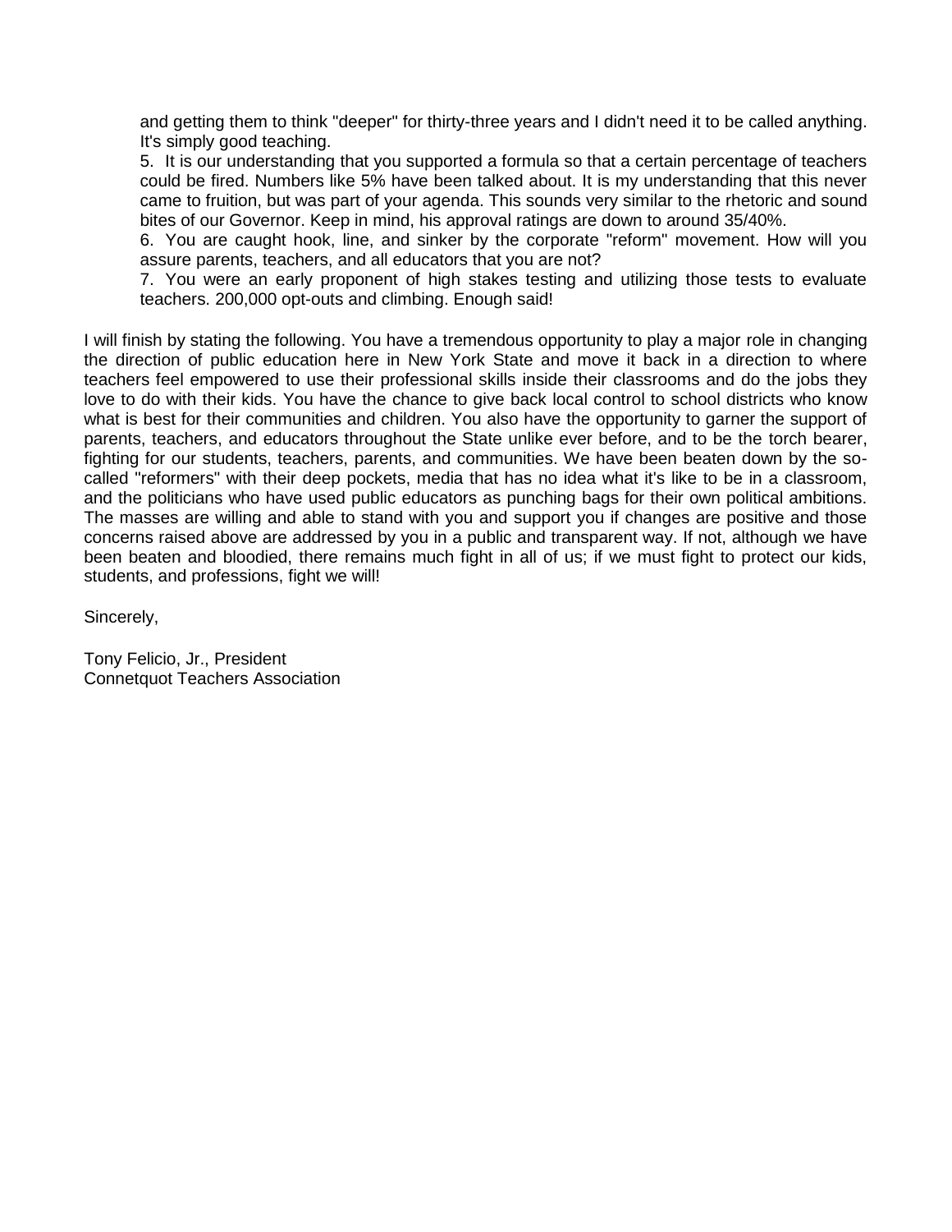and getting them to think "deeper" for thirty-three years and I didn't need it to be called anything. It's simply good teaching.

5. It is our understanding that you supported a formula so that a certain percentage of teachers could be fired. Numbers like 5% have been talked about. It is my understanding that this never came to fruition, but was part of your agenda. This sounds very similar to the rhetoric and sound bites of our Governor. Keep in mind, his approval ratings are down to around 35/40%.
6. You are caught hook, line, and sinker by the corporate "reform" movement. How will you assure parents, teachers, and all educators that you are not?
7. You were an early proponent of high stakes testing and utilizing those tests to evaluate teachers. 200,000 opt-outs and climbing. Enough said!

I will finish by stating the following. You have a tremendous opportunity to play a major role in changing the direction of public education here in New York State and move it back in a direction to where teachers feel empowered to use their professional skills inside their classrooms and do the jobs they love to do with their kids. You have the chance to give back local control to school districts who know what is best for their communities and children. You also have the opportunity to garner the support of parents, teachers, and educators throughout the State unlike ever before, and to be the torch bearer, fighting for our students, teachers, parents, and communities. We have been beaten down by the so-called "reformers" with their deep pockets, media that has no idea what it's like to be in a classroom, and the politicians who have used public educators as punching bags for their own political ambitions. The masses are willing and able to stand with you and support you if changes are positive and those concerns raised above are addressed by you in a public and transparent way. If not, although we have been beaten and bloodied, there remains much fight in all of us; if we must fight to protect our kids, students, and professions, fight we will!

Sincerely,

Tony Felicio, Jr., President
Connetquot Teachers Association